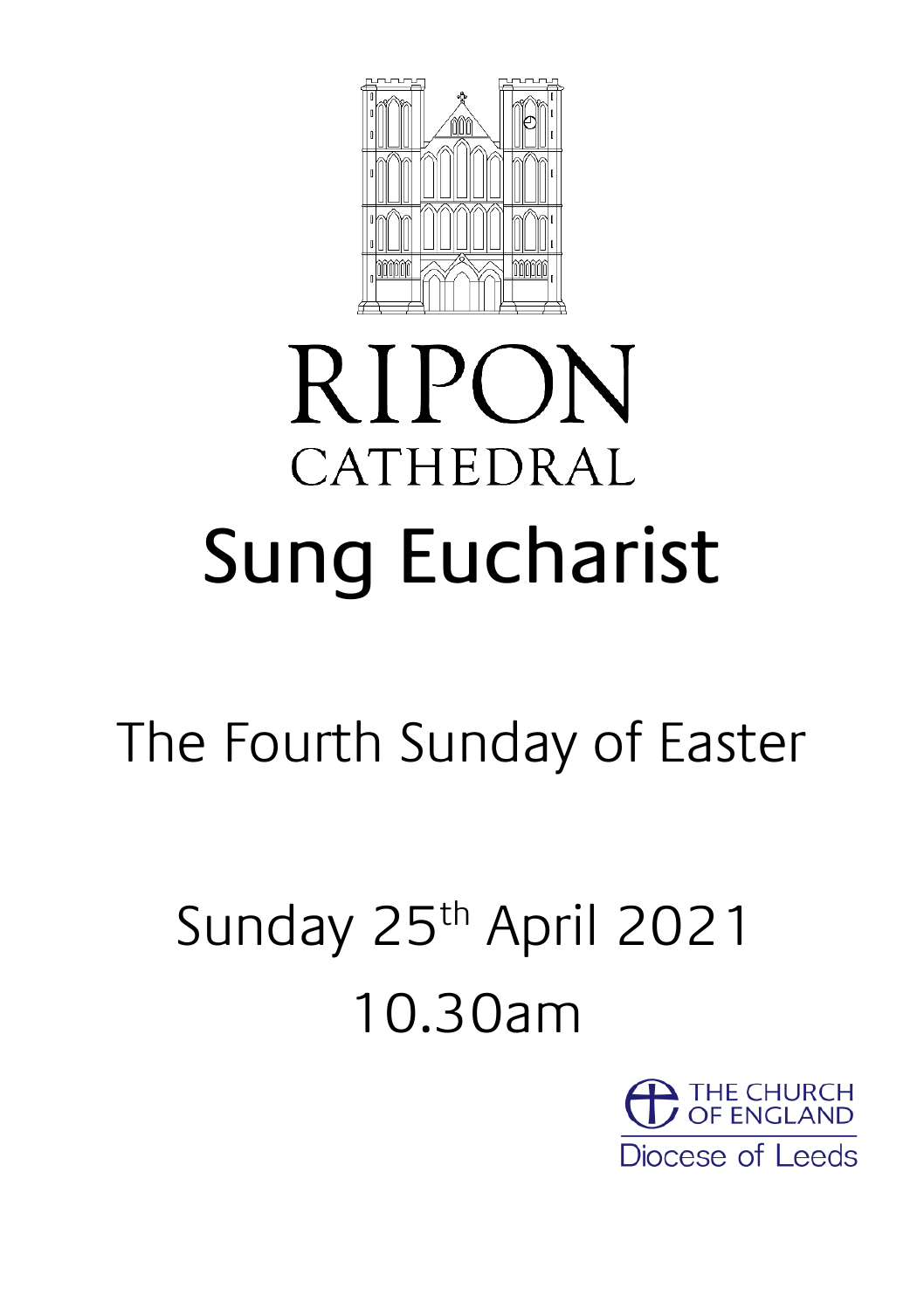# RIPON

## CATHEDRAL

# Sung Eucharist

## The Fourth Sunday of Easter

## Sunday 25th April 2021

## 10.30am

THE CHURCH OF ENGLAND

Diocese of Leeds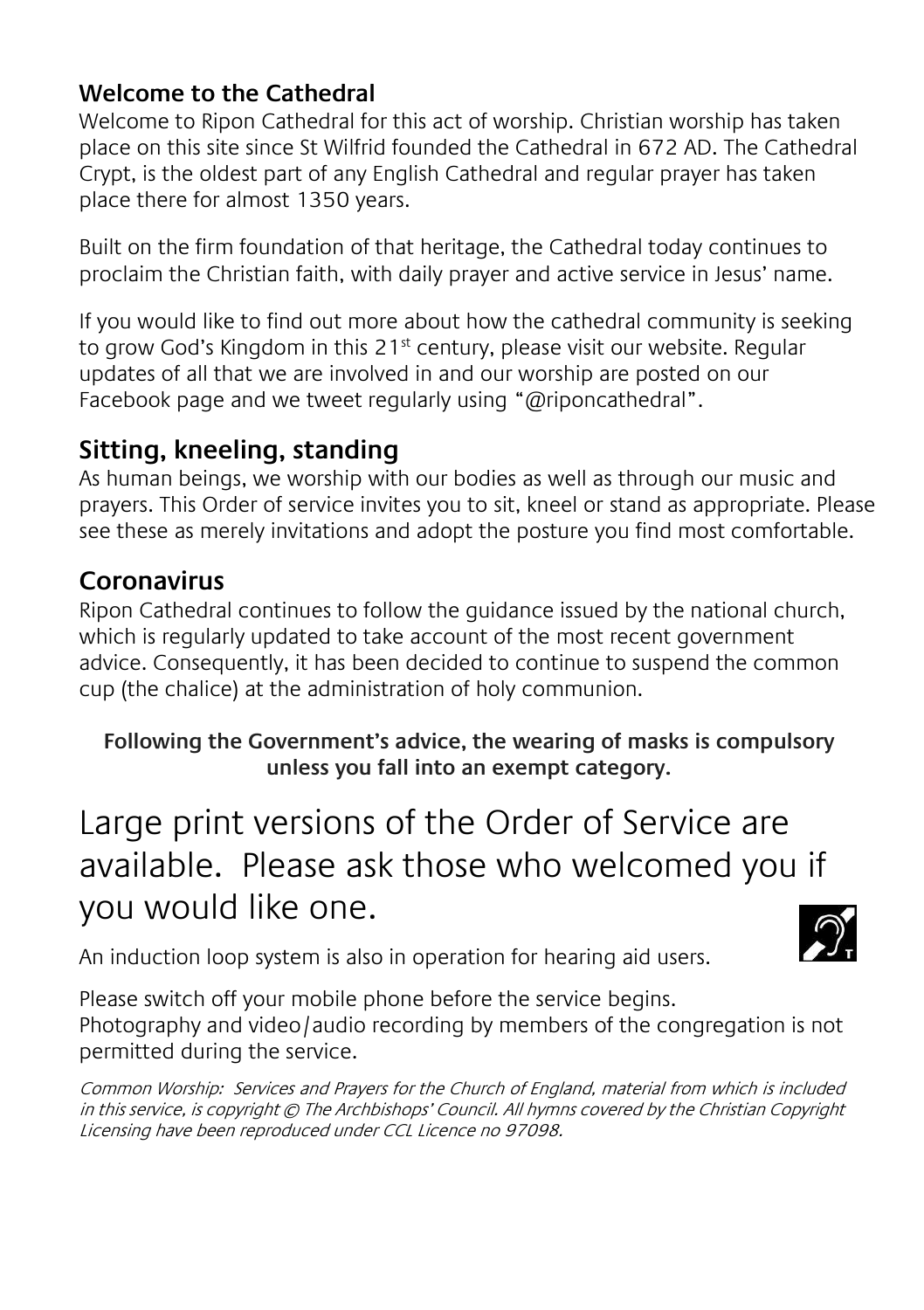## Welcome to the Cathedral

Welcome to Ripon Cathedral for this act of worship. Christian worship has taken place on this site since St Wilfrid founded the Cathedral in 672 AD. The Cathedral Crypt, is the oldest part of any English Cathedral and regular prayer has taken place there for almost 1350 years.

Built on the firm foundation of that heritage, the Cathedral today continues to proclaim the Christian faith, with daily prayer and active service in Jesus' name.

If you would like to find out more about how the cathedral community is seeking to grow God's Kingdom in this 21st century, please visit our website. Regular updates of all that we are involved in and our worship are posted on our Facebook page and we tweet regularly using "@riponcathedral".

## Sitting, kneeling, standing

As human beings, we worship with our bodies as well as through our music and prayers. This Order of service invites you to sit, kneel or stand as appropriate. Please see these as merely invitations and adopt the posture you find most comfortable.

## Coronavirus

Ripon Cathedral continues to follow the guidance issued by the national church, which is regularly updated to take account of the most recent government advice. Consequently, it has been decided to continue to suspend the common cup (the chalice) at the administration of holy communion.

**Following the Government's advice, the wearing of masks is compulsory unless you fall into an exempt category.**

# Large print versions of the Order of Service are available. Please ask those who welcomed you if you would like one.

An induction loop system is also in operation for hearing aid users.

Please switch off your mobile phone before the service begins.
Photography and video/audio recording by members of the congregation is not permitted during the service.

*Common Worship: Services and Prayers for the Church of England, material from which is included in this service, is copyright © The Archbishops' Council. All hymns covered by the Christian Copyright Licensing have been reproduced under CCL Licence no 97098.*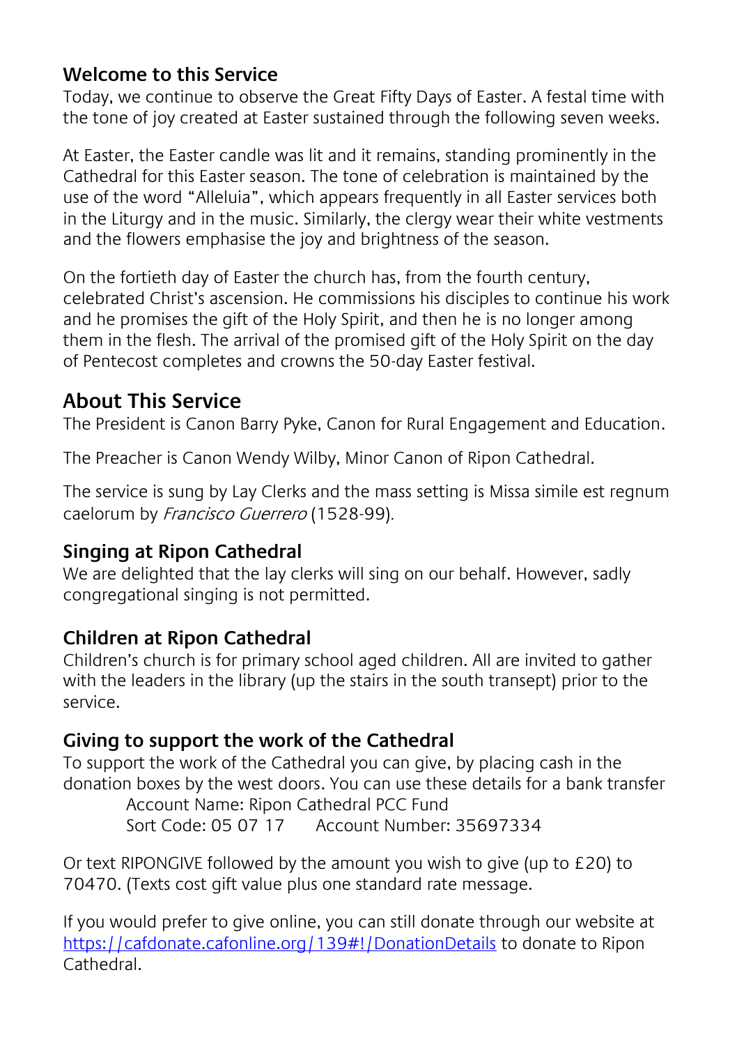### Welcome to this Service

Today, we continue to observe the Great Fifty Days of Easter. A festal time with the tone of joy created at Easter sustained through the following seven weeks.

At Easter, the Easter candle was lit and it remains, standing prominently in the Cathedral for this Easter season. The tone of celebration is maintained by the use of the word "Alleluia", which appears frequently in all Easter services both in the Liturgy and in the music. Similarly, the clergy wear their white vestments and the flowers emphasise the joy and brightness of the season.

On the fortieth day of Easter the church has, from the fourth century, celebrated Christ's ascension. He commissions his disciples to continue his work and he promises the gift of the Holy Spirit, and then he is no longer among them in the flesh. The arrival of the promised gift of the Holy Spirit on the day of Pentecost completes and crowns the 50-day Easter festival.

## About This Service

The President is Canon Barry Pyke, Canon for Rural Engagement and Education.

The Preacher is Canon Wendy Wilby, Minor Canon of Ripon Cathedral.

The service is sung by Lay Clerks and the mass setting is Missa simile est regnum caelorum by *Francisco Guerrero* (1528-99).

### Singing at Ripon Cathedral

We are delighted that the lay clerks will sing on our behalf. However, sadly congregational singing is not permitted.

### Children at Ripon Cathedral

Children's church is for primary school aged children. All are invited to gather with the leaders in the library (up the stairs in the south transept) prior to the service.

### Giving to support the work of the Cathedral

To support the work of the Cathedral you can give, by placing cash in the donation boxes by the west doors. You can use these details for a bank transfer

Account Name: Ripon Cathedral PCC Fund
Sort Code: 05 07 17 Account Number: 35697334

Or text RIPONGIVE followed by the amount you wish to give (up to £20) to 70470. (Texts cost gift value plus one standard rate message.

If you would prefer to give online, you can still donate through our website at [https://cafdonate.cafonline.org/139#!/DonationDetails](https://cafdonate.cafonline.org/139#!/DonationDetails) to donate to Ripon Cathedral.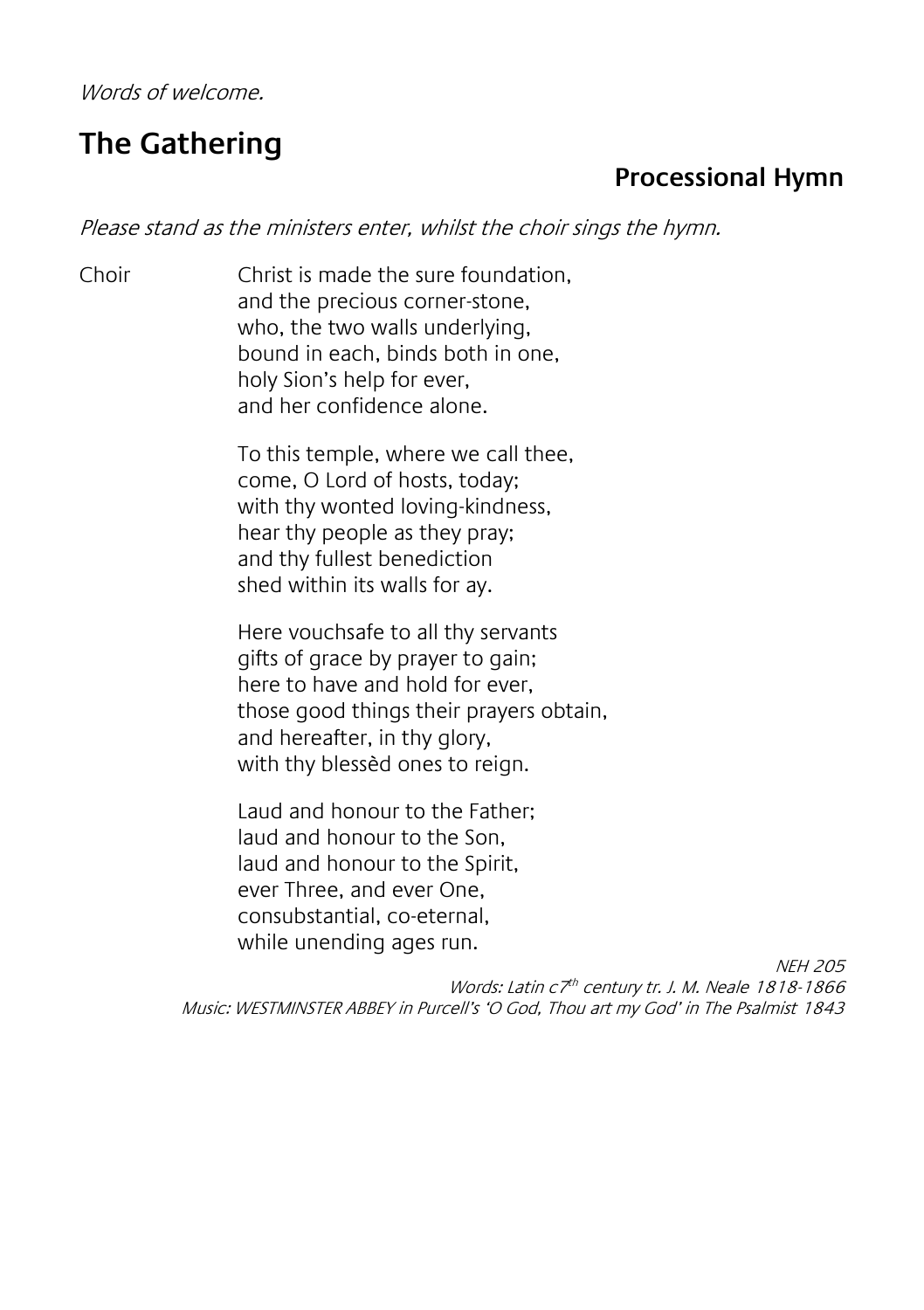*Words of welcome.*

# The Gathering

## Processional Hymn

*Please stand as the ministers enter, whilst the choir sings the hymn.*

Choir

Christ is made the sure foundation,
and the precious corner-stone,
who, the two walls underlying,
bound in each, binds both in one,
holy Sion's help for ever,
and her confidence alone.

To this temple, where we call thee,
come, O Lord of hosts, today;
with thy wonted loving-kindness,
hear thy people as they pray;
and thy fullest benediction
shed within its walls for ay.

Here vouchsafe to all thy servants
gifts of grace by prayer to gain;
here to have and hold for ever,
those good things their prayers obtain,
and hereafter, in thy glory,
with thy blessèd ones to reign.

Laud and honour to the Father;
laud and honour to the Son,
laud and honour to the Spirit,
ever Three, and ever One,
consubstantial, co-eternal,
while unending ages run.

*NEH 205*
*Words: Latin c7th century tr. J. M. Neale 1818-1866*
*Music: WESTMINSTER ABBEY in Purcell's 'O God, Thou art my God' in The Psalmist 1843*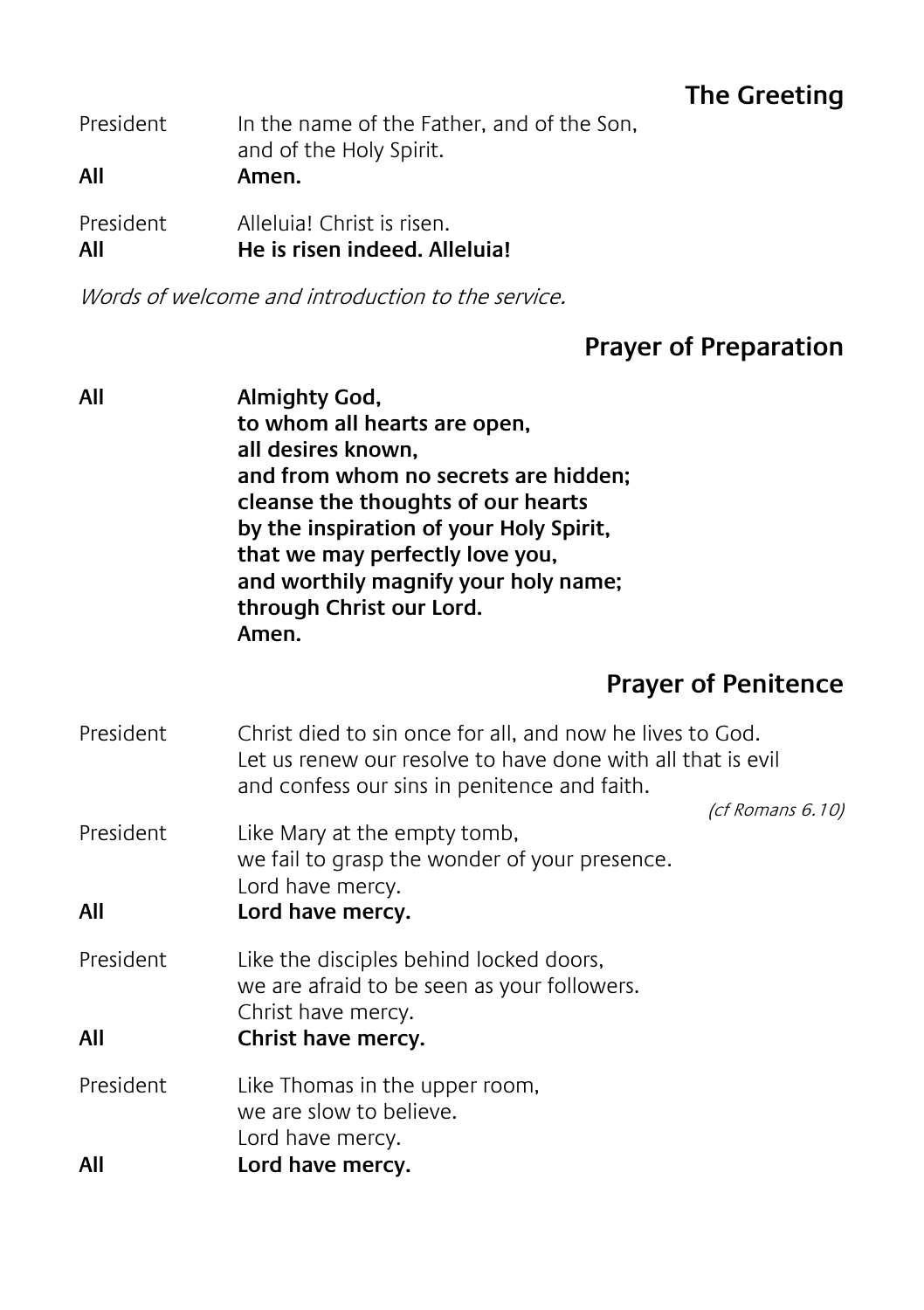## The Greeting

President	In the name of the Father, and of the Son,
and of the Holy Spirit.

**All	Amen.**

President	Alleluia! Christ is risen.

**All	He is risen indeed. Alleluia!**

*Words of welcome and introduction to the service.*

## Prayer of Preparation

**All	Almighty God,
to whom all hearts are open,
all desires known,
and from whom no secrets are hidden;
cleanse the thoughts of our hearts
by the inspiration of your Holy Spirit,
that we may perfectly love you,
and worthily magnify your holy name;
through Christ our Lord.
Amen.**

## Prayer of Penitence

President	Christ died to sin once for all, and now he lives to God.
Let us renew our resolve to have done with all that is evil
and confess our sins in penitence and faith.

*(cf Romans 6.10)*

President	Like Mary at the empty tomb,
we fail to grasp the wonder of your presence.
Lord have mercy.

**All	Lord have mercy.**

President	Like the disciples behind locked doors,
we are afraid to be seen as your followers.
Christ have mercy.

**All	Christ have mercy.**

President	Like Thomas in the upper room,
we are slow to believe.
Lord have mercy.

**All	Lord have mercy.**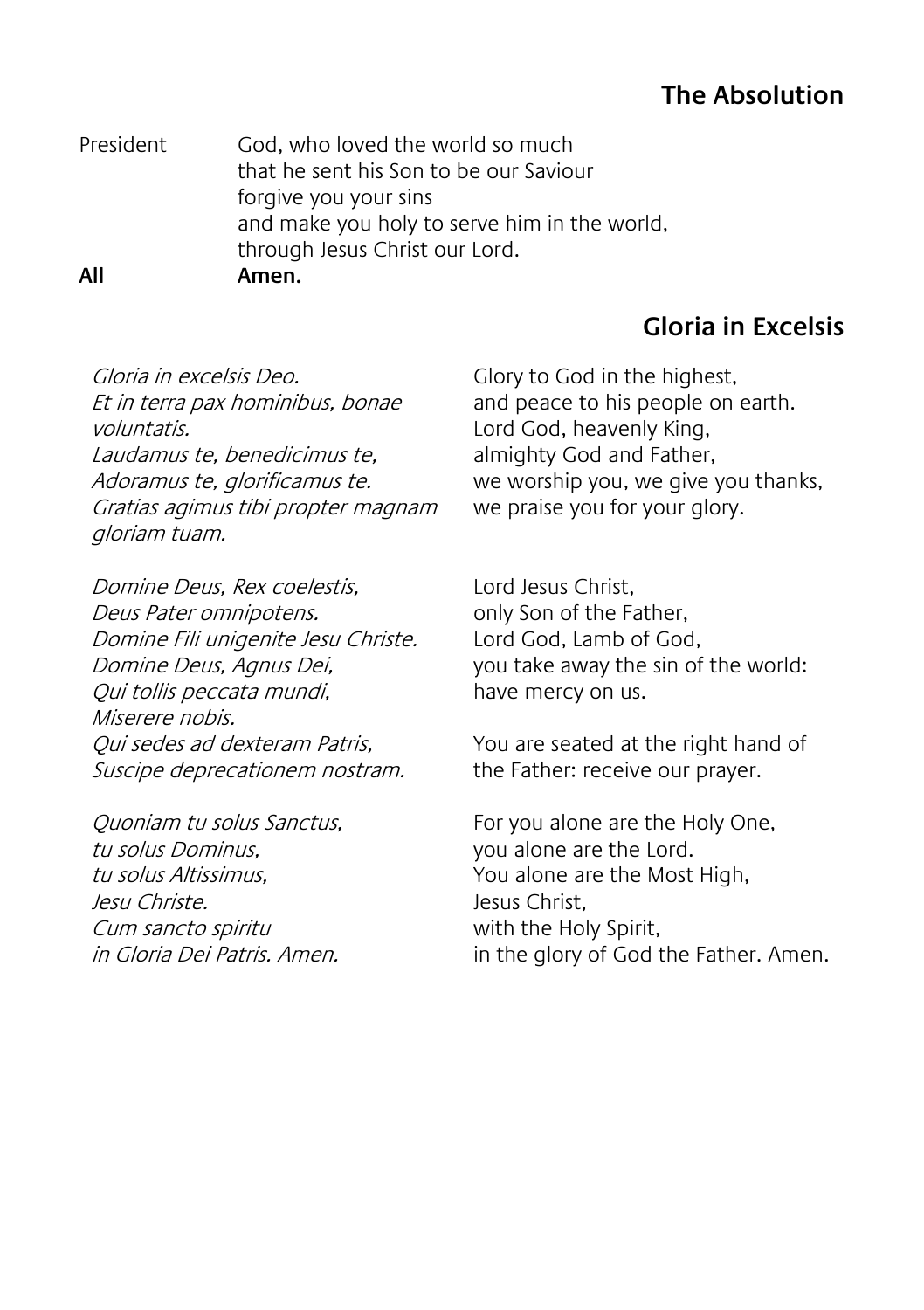## The Absolution

President God, who loved the world so much
that he sent his Son to be our Saviour
forgive you your sins
and make you holy to serve him in the world,
through Jesus Christ our Lord.

**All** **Amen.**

## Gloria in Excelsis

*Gloria in excelsis Deo.*
*Et in terra pax hominibus, bonae voluntatis.*
*Laudamus te, benedicimus te,*
*Adoramus te, glorificamus te.*
*Gratias agimus tibi propter magnam gloriam tuam.*

*Domine Deus, Rex coelestis,*
*Deus Pater omnipotens.*
*Domine Fili unigenite Jesu Christe.*
*Domine Deus, Agnus Dei,*
*Qui tollis peccata mundi,*
*Miserere nobis.*
*Qui sedes ad dexteram Patris,*
*Suscipe deprecationem nostram.*

*Quoniam tu solus Sanctus,*
*tu solus Dominus,*
*tu solus Altissimus,*
*Jesu Christe.*
*Cum sancto spiritu*
*in Gloria Dei Patris. Amen.*

Glory to God in the highest,
and peace to his people on earth.
Lord God, heavenly King,
almighty God and Father,
we worship you, we give you thanks,
we praise you for your glory.

Lord Jesus Christ,
only Son of the Father,
Lord God, Lamb of God,
you take away the sin of the world:
have mercy on us.

You are seated at the right hand of the Father: receive our prayer.

For you alone are the Holy One,
you alone are the Lord.
You alone are the Most High,
Jesus Christ,
with the Holy Spirit,
in the glory of God the Father. Amen.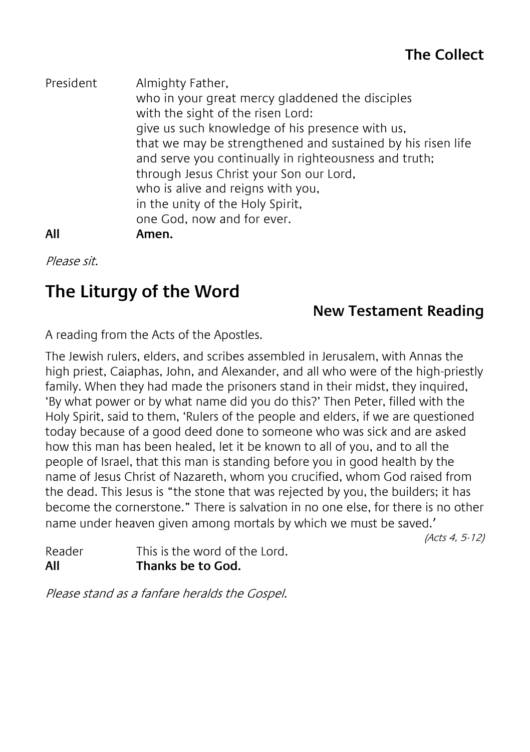## The Collect

President — Almighty Father,
who in your great mercy gladdened the disciples
with the sight of the risen Lord:
give us such knowledge of his presence with us,
that we may be strengthened and sustained by his risen life
and serve you continually in righteousness and truth;
through Jesus Christ your Son our Lord,
who is alive and reigns with you,
in the unity of the Holy Spirit,
one God, now and for ever.

**All — Amen.**

*Please sit.*

# The Liturgy of the Word

## New Testament Reading

A reading from the Acts of the Apostles.

The Jewish rulers, elders, and scribes assembled in Jerusalem, with Annas the high priest, Caiaphas, John, and Alexander, and all who were of the high-priestly family. When they had made the prisoners stand in their midst, they inquired, 'By what power or by what name did you do this?' Then Peter, filled with the Holy Spirit, said to them, 'Rulers of the people and elders, if we are questioned today because of a good deed done to someone who was sick and are asked how this man has been healed, let it be known to all of you, and to all the people of Israel, that this man is standing before you in good health by the name of Jesus Christ of Nazareth, whom you crucified, whom God raised from the dead. This Jesus is "the stone that was rejected by you, the builders; it has become the cornerstone." There is salvation in no one else, for there is no other name under heaven given among mortals by which we must be saved.'

*(Acts 4, 5-12)*

Reader — This is the word of the Lord.

**All — Thanks be to God.**

*Please stand as a fanfare heralds the Gospel.*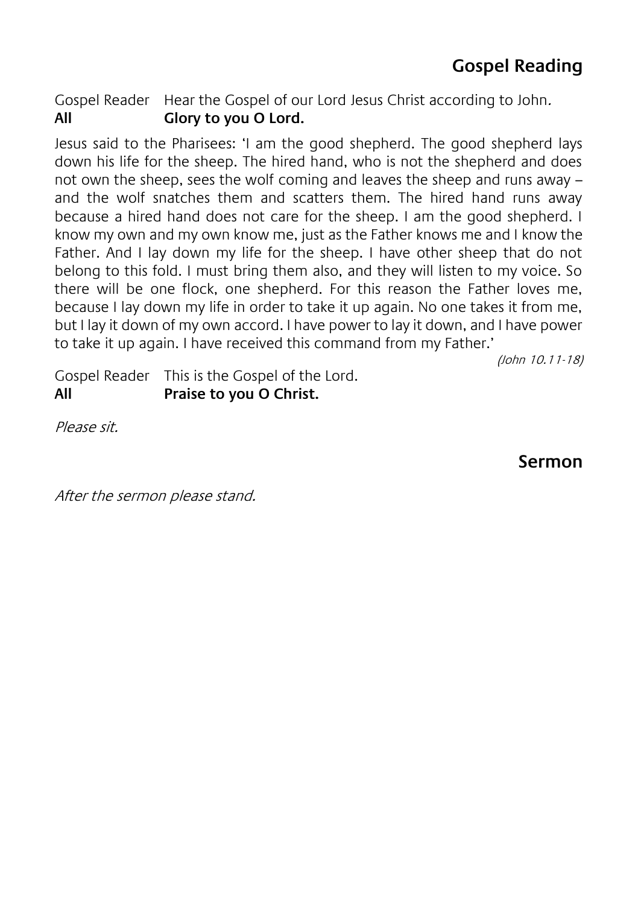## Gospel Reading

Gospel Reader Hear the Gospel of our Lord Jesus Christ according to John.
**All Glory to you O Lord.**

Jesus said to the Pharisees: 'I am the good shepherd. The good shepherd lays down his life for the sheep. The hired hand, who is not the shepherd and does not own the sheep, sees the wolf coming and leaves the sheep and runs away – and the wolf snatches them and scatters them. The hired hand runs away because a hired hand does not care for the sheep. I am the good shepherd. I know my own and my own know me, just as the Father knows me and I know the Father. And I lay down my life for the sheep. I have other sheep that do not belong to this fold. I must bring them also, and they will listen to my voice. So there will be one flock, one shepherd. For this reason the Father loves me, because I lay down my life in order to take it up again. No one takes it from me, but I lay it down of my own accord. I have power to lay it down, and I have power to take it up again. I have received this command from my Father.'

*(John 10.11-18)*

Gospel Reader This is the Gospel of the Lord.
**All Praise to you O Christ.**

*Please sit.*

## Sermon

*After the sermon please stand.*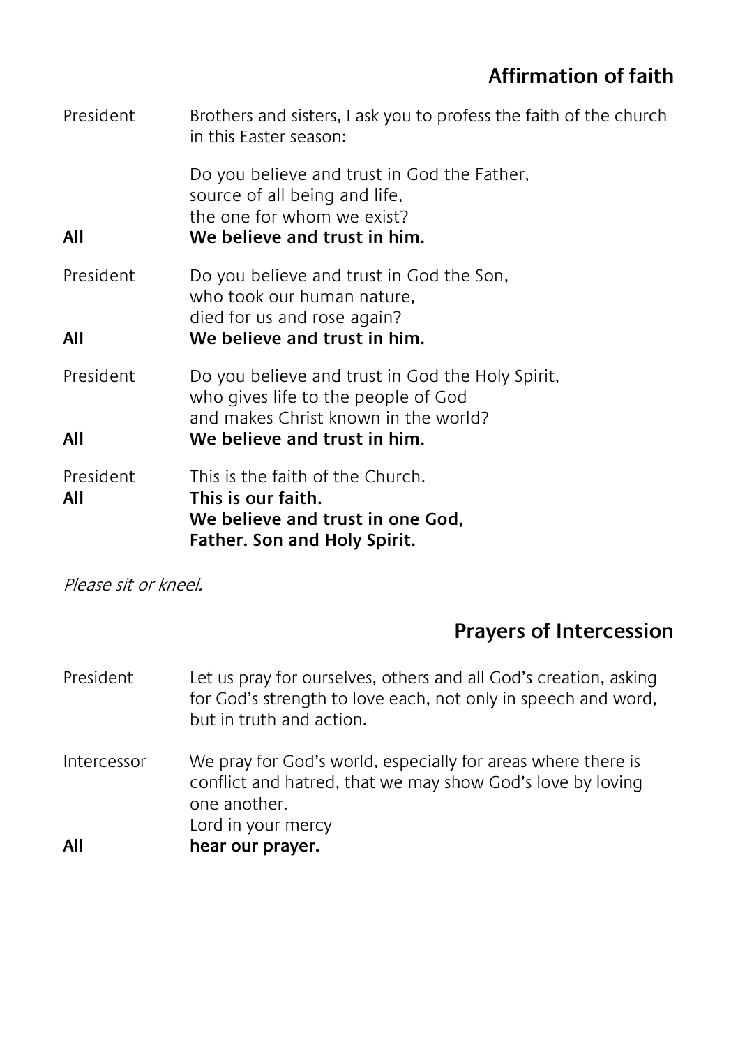## Affirmation of faith

President Brothers and sisters, I ask you to profess the faith of the church in this Easter season:

Do you believe and trust in God the Father,
source of all being and life,
the one for whom we exist?

**All We believe and trust in him.**

President Do you believe and trust in God the Son,
who took our human nature,
died for us and rose again?

**All We believe and trust in him.**

President Do you believe and trust in God the Holy Spirit,
who gives life to the people of God
and makes Christ known in the world?

**All We believe and trust in him.**

President This is the faith of the Church.

**All This is our faith.**
**We believe and trust in one God,**
**Father. Son and Holy Spirit.**

*Please sit or kneel.*

## Prayers of Intercession

President Let us pray for ourselves, others and all God's creation, asking for God's strength to love each, not only in speech and word, but in truth and action.

Intercessor We pray for God's world, especially for areas where there is conflict and hatred, that we may show God's love by loving one another.
Lord in your mercy

**All hear our prayer.**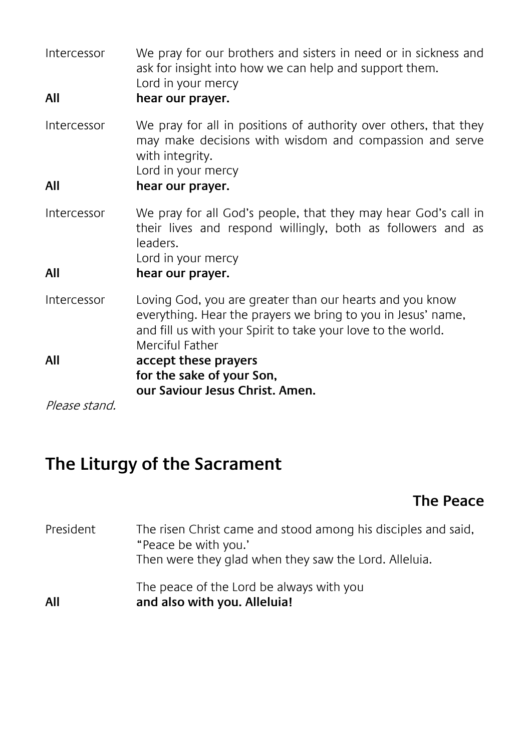Intercessor We pray for our brothers and sisters in need or in sickness and ask for insight into how we can help and support them.
Lord in your mercy

**All** **hear our prayer.**

Intercessor We pray for all in positions of authority over others, that they may make decisions with wisdom and compassion and serve with integrity.
Lord in your mercy

**All** **hear our prayer.**

Intercessor We pray for all God's people, that they may hear God's call in their lives and respond willingly, both as followers and as leaders.
Lord in your mercy

**All** **hear our prayer.**

Intercessor Loving God, you are greater than our hearts and you know everything. Hear the prayers we bring to you in Jesus' name, and fill us with your Spirit to take your love to the world.
Merciful Father

**All** **accept these prayers**
**for the sake of your Son,**
**our Saviour Jesus Christ. Amen.**

*Please stand.*

## The Liturgy of the Sacrament

### The Peace

President The risen Christ came and stood among his disciples and said, "Peace be with you.'
Then were they glad when they saw the Lord. Alleluia.

The peace of the Lord be always with you

**All** **and also with you. Alleluia!**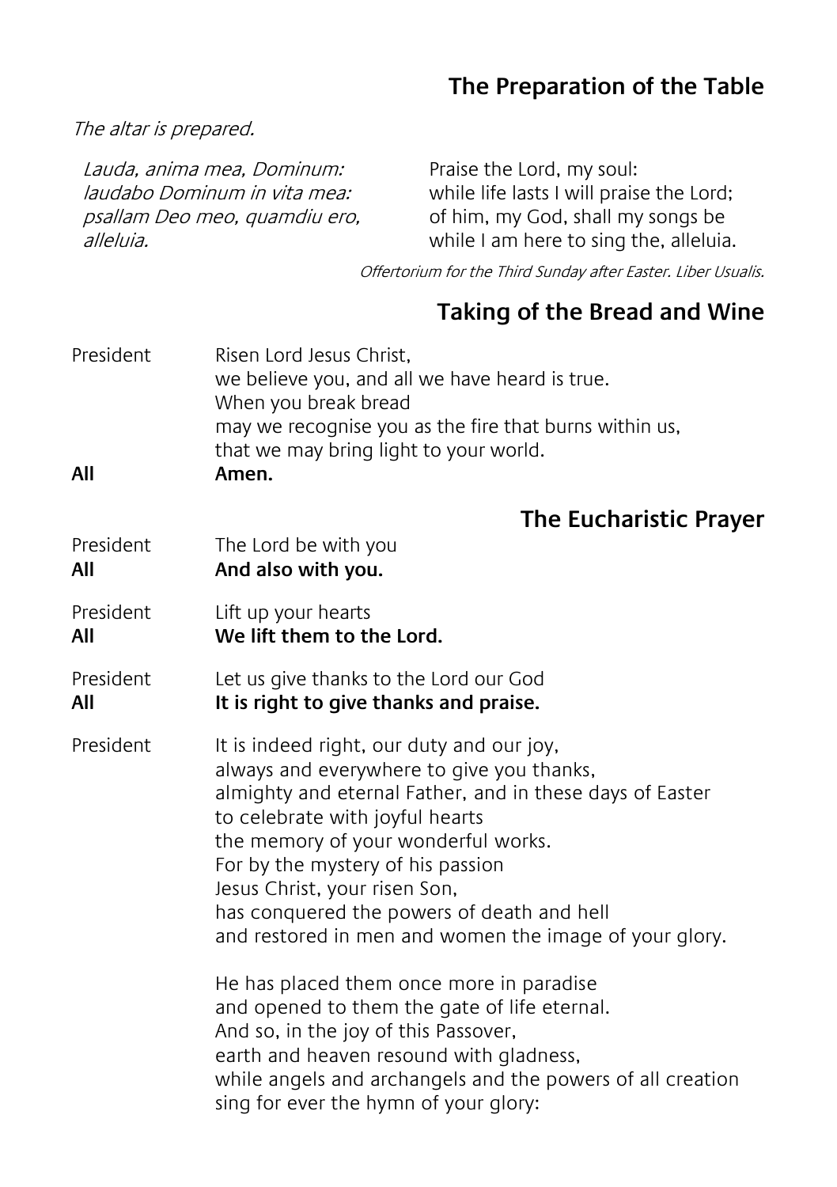## The Preparation of the Table

*The altar is prepared.*

| | |
|---|---|
| *Lauda, anima mea, Dominum:* | Praise the Lord, my soul: |
| *laudabo Dominum in vita mea:* | while life lasts I will praise the Lord; |
| *psallam Deo meo, quamdiu ero,* | of him, my God, shall my songs be |
| *alleluia.* | while I am here to sing the, alleluia. |

*Offertorium for the Third Sunday after Easter. Liber Usualis.*

## Taking of the Bread and Wine

President Risen Lord Jesus Christ,
we believe you, and all we have heard is true.
When you break bread
may we recognise you as the fire that burns within us,
that we may bring light to your world.

**All** **Amen.**

## The Eucharistic Prayer

President The Lord be with you

**All** **And also with you.**

President Lift up your hearts

**All** **We lift them to the Lord.**

President Let us give thanks to the Lord our God

**All** **It is right to give thanks and praise.**

President It is indeed right, our duty and our joy,
always and everywhere to give you thanks,
almighty and eternal Father, and in these days of Easter
to celebrate with joyful hearts
the memory of your wonderful works.
For by the mystery of his passion
Jesus Christ, your risen Son,
has conquered the powers of death and hell
and restored in men and women the image of your glory.

He has placed them once more in paradise
and opened to them the gate of life eternal.
And so, in the joy of this Passover,
earth and heaven resound with gladness,
while angels and archangels and the powers of all creation
sing for ever the hymn of your glory: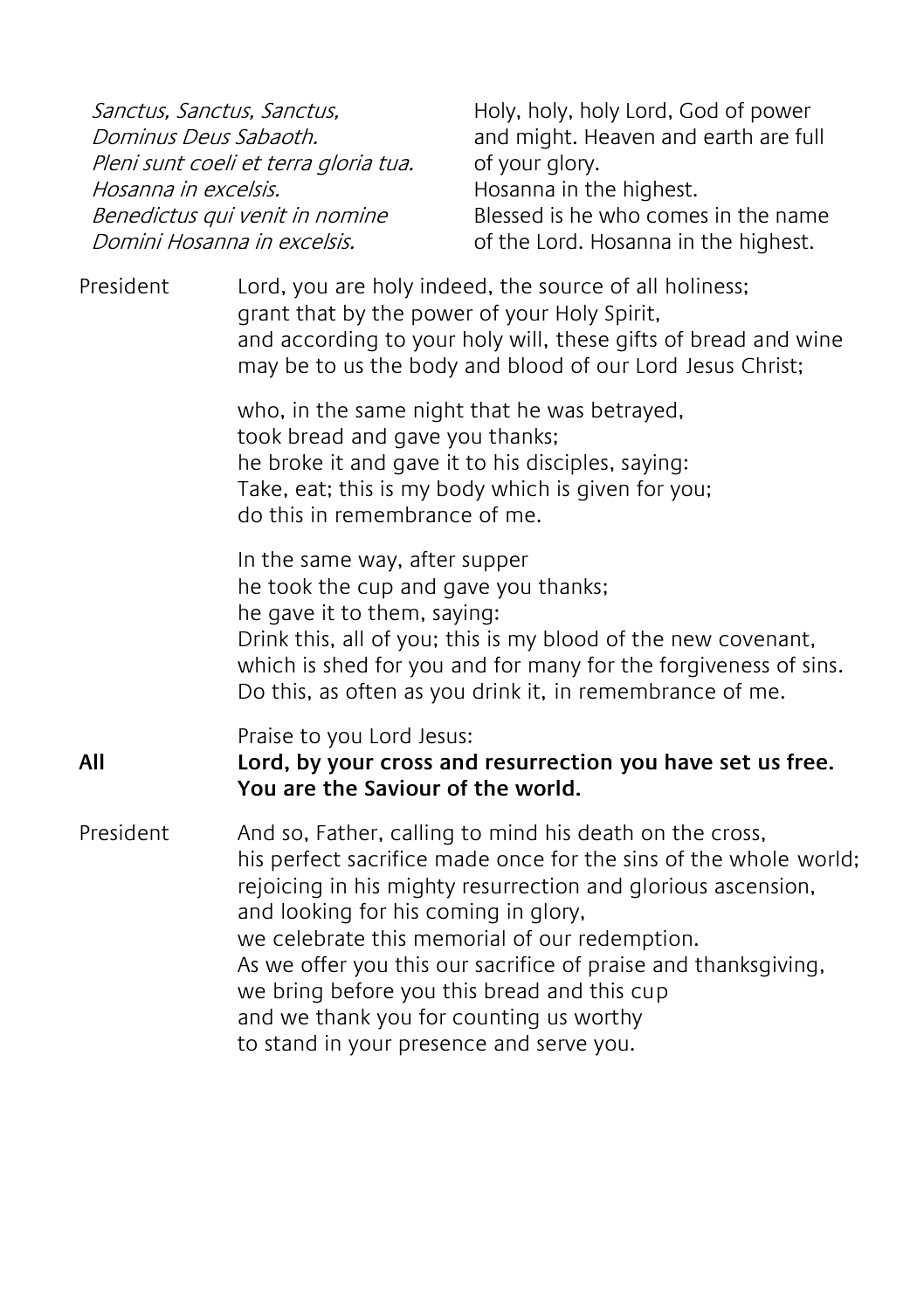| | |
|---|---|
| *Sanctus, Sanctus, Sanctus,* | Holy, holy, holy Lord, God of power |
| *Dominus Deus Sabaoth.* | and might. Heaven and earth are full |
| *Pleni sunt coeli et terra gloria tua.* | of your glory. |
| *Hosanna in excelsis.* | Hosanna in the highest. |
| *Benedictus qui venit in nomine* | Blessed is he who comes in the name |
| *Domini Hosanna in excelsis.* | of the Lord. Hosanna in the highest. |

President Lord, you are holy indeed, the source of all holiness;
grant that by the power of your Holy Spirit,
and according to your holy will, these gifts of bread and wine
may be to us the body and blood of our Lord Jesus Christ;

who, in the same night that he was betrayed,
took bread and gave you thanks;
he broke it and gave it to his disciples, saying:
Take, eat; this is my body which is given for you;
do this in remembrance of me.

In the same way, after supper
he took the cup and gave you thanks;
he gave it to them, saying:
Drink this, all of you; this is my blood of the new covenant,
which is shed for you and for many for the forgiveness of sins.
Do this, as often as you drink it, in remembrance of me.

Praise to you Lord Jesus:

**All** **Lord, by your cross and resurrection you have set us free.**
**You are the Saviour of the world.**

President And so, Father, calling to mind his death on the cross,
his perfect sacrifice made once for the sins of the whole world;
rejoicing in his mighty resurrection and glorious ascension,
and looking for his coming in glory,
we celebrate this memorial of our redemption.
As we offer you this our sacrifice of praise and thanksgiving,
we bring before you this bread and this cup
and we thank you for counting us worthy
to stand in your presence and serve you.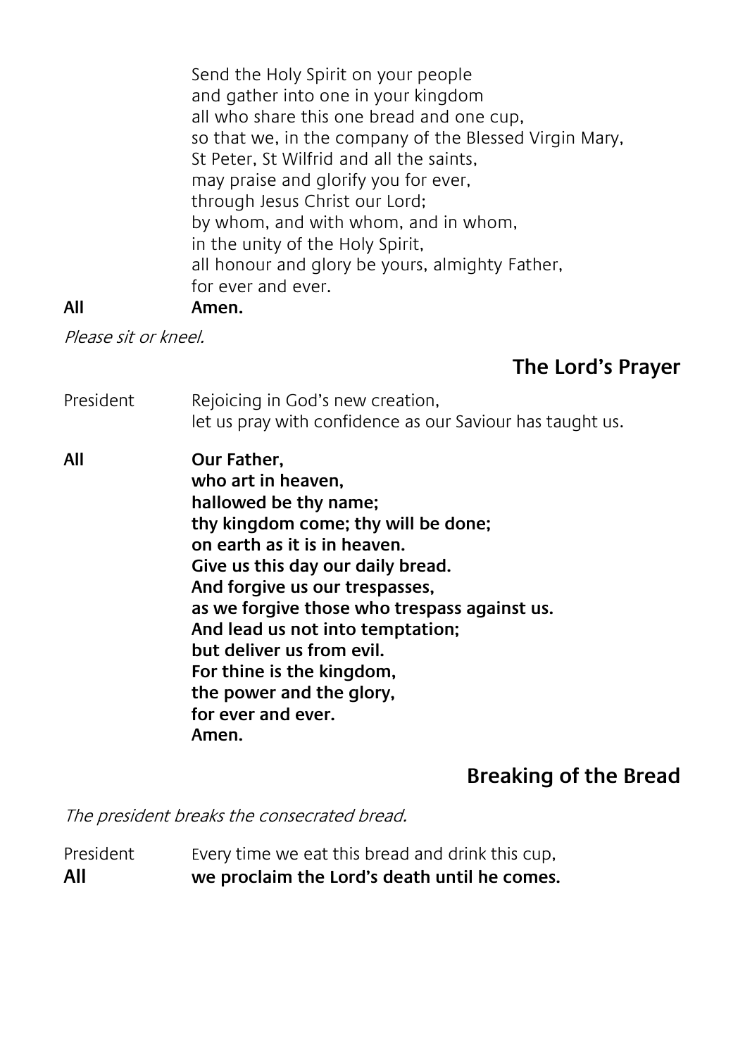Send the Holy Spirit on your people
and gather into one in your kingdom
all who share this one bread and one cup,
so that we, in the company of the Blessed Virgin Mary,
St Peter, St Wilfrid and all the saints,
may praise and glorify you for ever,
through Jesus Christ our Lord;
by whom, and with whom, and in whom,
in the unity of the Holy Spirit,
all honour and glory be yours, almighty Father,
for ever and ever.

**All** **Amen.**

*Please sit or kneel.*

## The Lord's Prayer

President Rejoicing in God's new creation,
let us pray with confidence as our Saviour has taught us.

**All** **Our Father,
who art in heaven,
hallowed be thy name;
thy kingdom come; thy will be done;
on earth as it is in heaven.
Give us this day our daily bread.
And forgive us our trespasses,
as we forgive those who trespass against us.
And lead us not into temptation;
but deliver us from evil.
For thine is the kingdom,
the power and the glory,
for ever and ever.
Amen.**

## Breaking of the Bread

*The president breaks the consecrated bread.*

President Every time we eat this bread and drink this cup,

**All** **we proclaim the Lord's death until he comes.**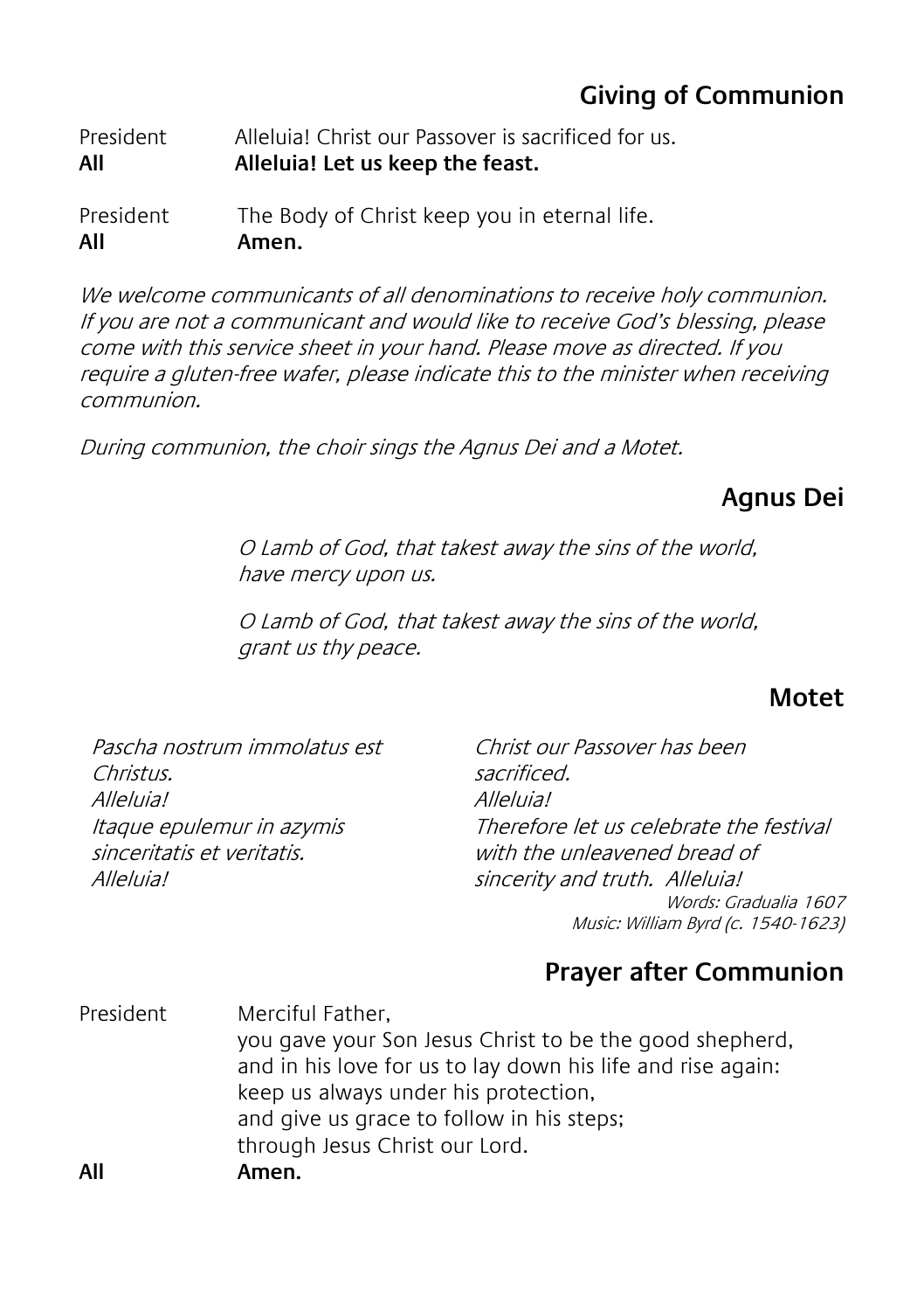## Giving of Communion

President Alleluia! Christ our Passover is sacrificed for us.
**All** **Alleluia! Let us keep the feast.**

President The Body of Christ keep you in eternal life.
**All** **Amen.**

*We welcome communicants of all denominations to receive holy communion. If you are not a communicant and would like to receive God's blessing, please come with this service sheet in your hand. Please move as directed. If you require a gluten-free wafer, please indicate this to the minister when receiving communion.*

*During communion, the choir sings the Agnus Dei and a Motet.*

## Agnus Dei

*O Lamb of God, that takest away the sins of the world,*
*have mercy upon us.*

*O Lamb of God, that takest away the sins of the world,*
*grant us thy peace.*

## Motet

*Pascha nostrum immolatus est Christus.*
*Alleluia!*
*Itaque epulemur in azymis sinceritatis et veritatis.*
*Alleluia!*

*Christ our Passover has been sacrificed.*
*Alleluia!*
*Therefore let us celebrate the festival with the unleavened bread of sincerity and truth. Alleluia!*

*Words: Gradualia 1607*
*Music: William Byrd (c. 1540-1623)*

## Prayer after Communion

President Merciful Father,
you gave your Son Jesus Christ to be the good shepherd,
and in his love for us to lay down his life and rise again:
keep us always under his protection,
and give us grace to follow in his steps;
through Jesus Christ our Lord.
**All** **Amen.**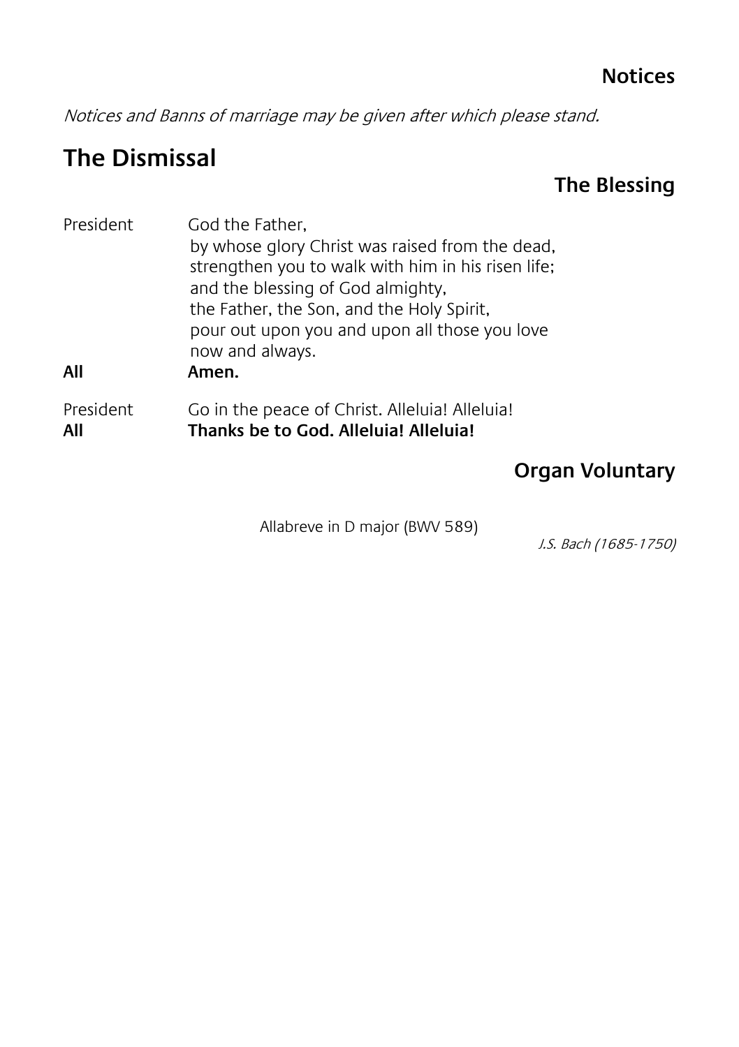## Notices

*Notices and Banns of marriage may be given after which please stand.*

# The Dismissal

## The Blessing

President God the Father,
by whose glory Christ was raised from the dead,
strengthen you to walk with him in his risen life;
and the blessing of God almighty,
the Father, the Son, and the Holy Spirit,
pour out upon you and upon all those you love
now and always.
**All** **Amen.**

President Go in the peace of Christ. Alleluia! Alleluia!
**All** **Thanks be to God. Alleluia! Alleluia!**

## Organ Voluntary

Allabreve in D major (BWV 589)
*J.S. Bach (1685-1750)*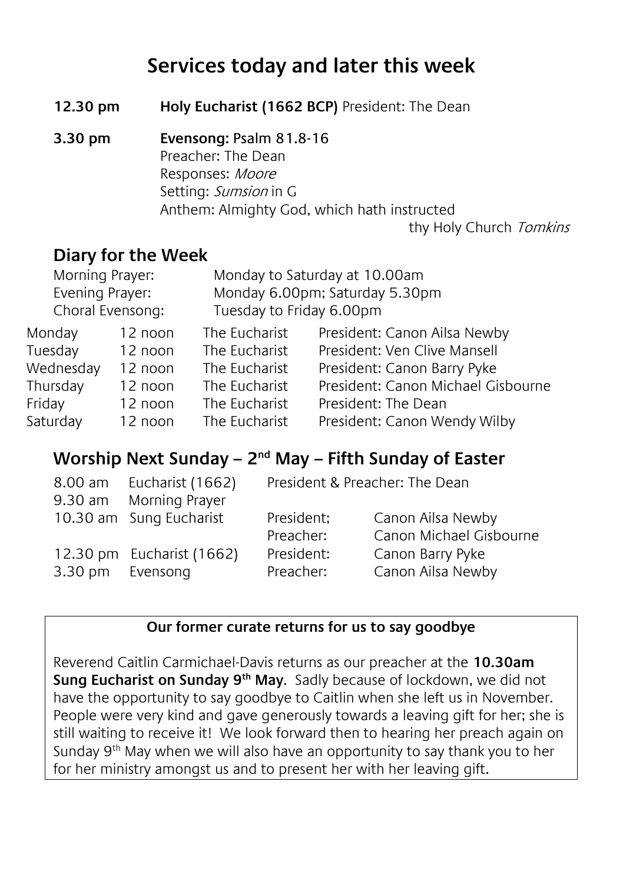# Services today and later this week

**12.30 pm** **Holy Eucharist (1662 BCP)** President: The Dean

**3.30 pm** **Evensong:** Psalm 81.8-16
Preacher: The Dean
Responses: *Moore*
Setting: *Sumsion* in G
Anthem: Almighty God, which hath instructed thy Holy Church *Tomkins*

## Diary for the Week

Morning Prayer: Monday to Saturday at 10.00am
Evening Prayer: Monday 6.00pm; Saturday 5.30pm
Choral Evensong: Tuesday to Friday 6.00pm

| | | | |
|---|---|---|---|
| Monday | 12 noon | The Eucharist | President: Canon Ailsa Newby |
| Tuesday | 12 noon | The Eucharist | President: Ven Clive Mansell |
| Wednesday | 12 noon | The Eucharist | President: Canon Barry Pyke |
| Thursday | 12 noon | The Eucharist | President: Canon Michael Gisbourne |
| Friday | 12 noon | The Eucharist | President: The Dean |
| Saturday | 12 noon | The Eucharist | President: Canon Wendy Wilby |

## Worship Next Sunday – 2nd May – Fifth Sunday of Easter

| | | | |
|---|---|---|---|
| 8.00 am | Eucharist (1662) | President & Preacher: The Dean | |
| 9.30 am | Morning Prayer | | |
| 10.30 am | Sung Eucharist | President; | Canon Ailsa Newby |
| | | Preacher: | Canon Michael Gisbourne |
| 12.30 pm | Eucharist (1662) | President: | Canon Barry Pyke |
| 3.30 pm | Evensong | Preacher: | Canon Ailsa Newby |

**Our former curate returns for us to say goodbye**

Reverend Caitlin Carmichael-Davis returns as our preacher at the **10.30am Sung Eucharist on Sunday 9th May**. Sadly because of lockdown, we did not have the opportunity to say goodbye to Caitlin when she left us in November. People were very kind and gave generously towards a leaving gift for her; she is still waiting to receive it! We look forward then to hearing her preach again on Sunday 9th May when we will also have an opportunity to say thank you to her for her ministry amongst us and to present her with her leaving gift.